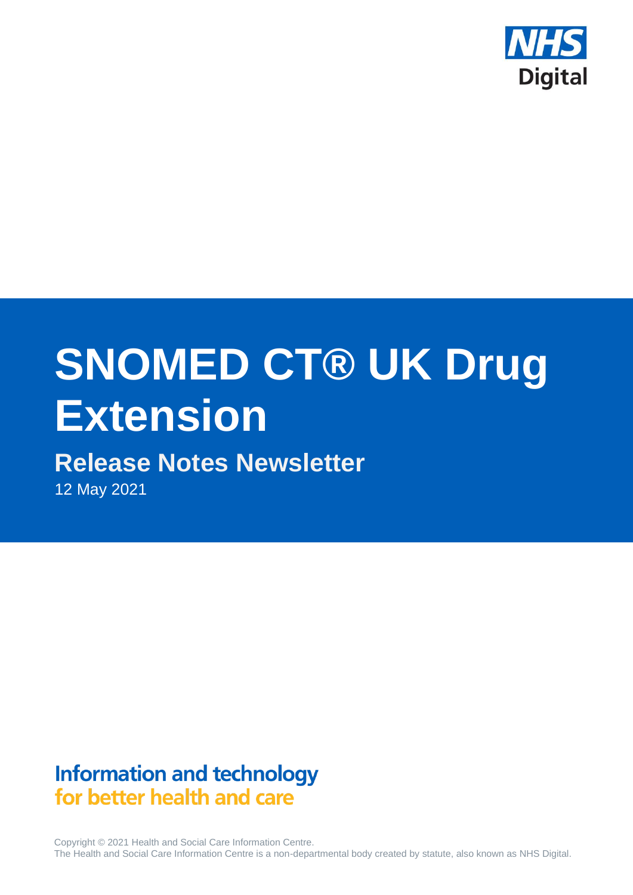NHS Digital

# SNOMED CT® UK Drug Extension

## Release Notes Newsletter

12 May 2021

**Information and technology**
**for better health and care**

Copyright © 2021 Health and Social Care Information Centre.
The Health and Social Care Information Centre is a non-departmental body created by statute, also known as NHS Digital.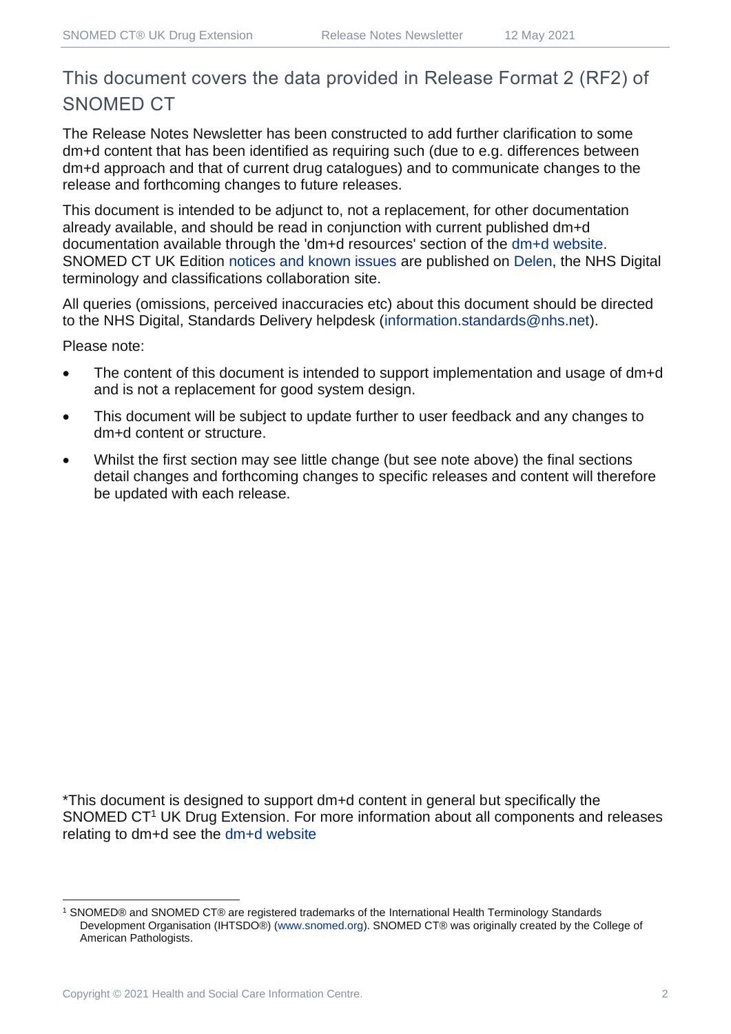## This document covers the data provided in Release Format 2 (RF2) of SNOMED CT

The Release Notes Newsletter has been constructed to add further clarification to some dm+d content that has been identified as requiring such (due to e.g. differences between dm+d approach and that of current drug catalogues) and to communicate changes to the release and forthcoming changes to future releases.

This document is intended to be adjunct to, not a replacement, for other documentation already available, and should be read in conjunction with current published dm+d documentation available through the 'dm+d resources' section of the dm+d website. SNOMED CT UK Edition notices and known issues are published on Delen, the NHS Digital terminology and classifications collaboration site.

All queries (omissions, perceived inaccuracies etc) about this document should be directed to the NHS Digital, Standards Delivery helpdesk (information.standards@nhs.net).

Please note:

- The content of this document is intended to support implementation and usage of dm+d and is not a replacement for good system design.
- This document will be subject to update further to user feedback and any changes to dm+d content or structure.
- Whilst the first section may see little change (but see note above) the final sections detail changes and forthcoming changes to specific releases and content will therefore be updated with each release.

*This document is designed to support dm+d content in general but specifically the SNOMED CT[1] UK Drug Extension. For more information about all components and releases relating to dm+d see the dm+d website

[1] SNOMED® and SNOMED CT® are registered trademarks of the International Health Terminology Standards Development Organisation (IHTSDO®) (www.snomed.org). SNOMED CT® was originally created by the College of American Pathologists.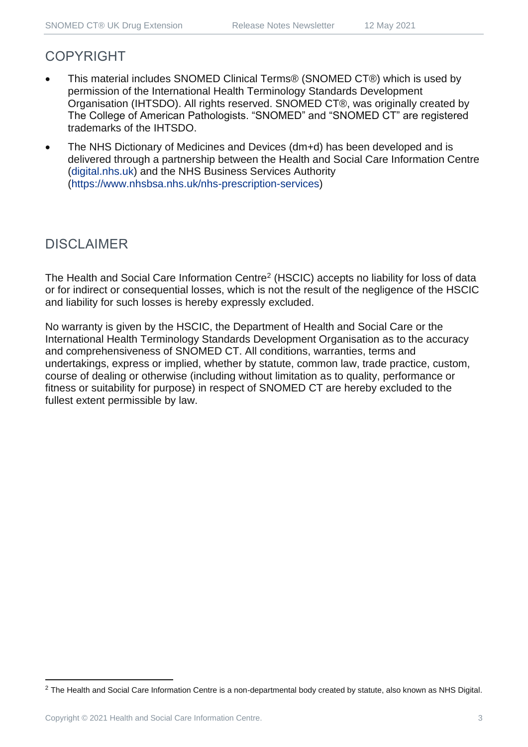## COPYRIGHT

- This material includes SNOMED Clinical Terms® (SNOMED CT®) which is used by permission of the International Health Terminology Standards Development Organisation (IHTSDO). All rights reserved. SNOMED CT®, was originally created by The College of American Pathologists. “SNOMED” and “SNOMED CT” are registered trademarks of the IHTSDO.
- The NHS Dictionary of Medicines and Devices (dm+d) has been developed and is delivered through a partnership between the Health and Social Care Information Centre (digital.nhs.uk) and the NHS Business Services Authority (https://www.nhsbsa.nhs.uk/nhs-prescription-services)

## DISCLAIMER

The Health and Social Care Information Centre[2] (HSCIC) accepts no liability for loss of data or for indirect or consequential losses, which is not the result of the negligence of the HSCIC and liability for such losses is hereby expressly excluded.

No warranty is given by the HSCIC, the Department of Health and Social Care or the International Health Terminology Standards Development Organisation as to the accuracy and comprehensiveness of SNOMED CT. All conditions, warranties, terms and undertakings, express or implied, whether by statute, common law, trade practice, custom, course of dealing or otherwise (including without limitation as to quality, performance or fitness or suitability for purpose) in respect of SNOMED CT are hereby excluded to the fullest extent permissible by law.

[2] The Health and Social Care Information Centre is a non-departmental body created by statute, also known as NHS Digital.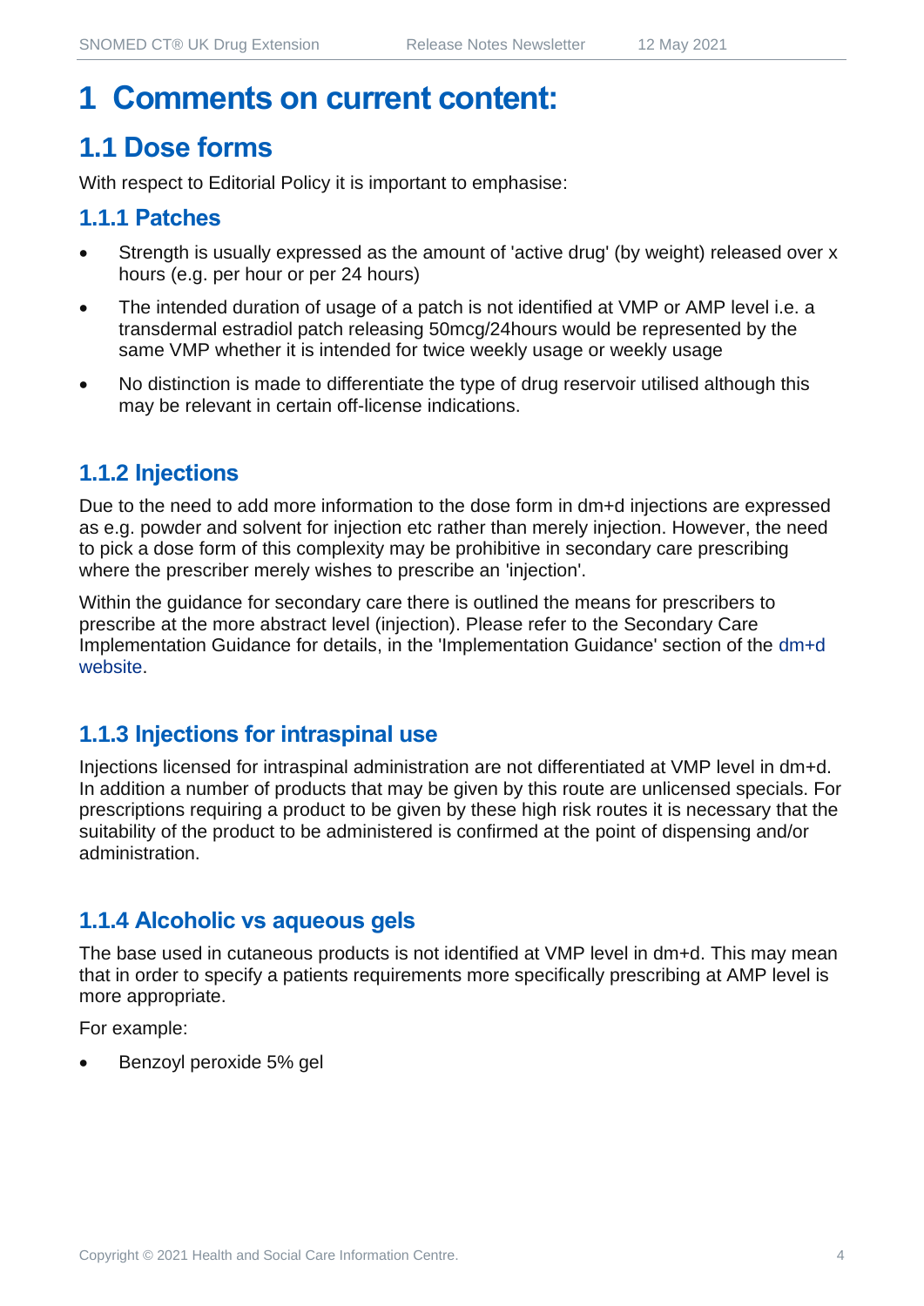# 1 Comments on current content:

## 1.1 Dose forms

With respect to Editorial Policy it is important to emphasise:

### 1.1.1 Patches

- Strength is usually expressed as the amount of 'active drug' (by weight) released over x hours (e.g. per hour or per 24 hours)
- The intended duration of usage of a patch is not identified at VMP or AMP level i.e. a transdermal estradiol patch releasing 50mcg/24hours would be represented by the same VMP whether it is intended for twice weekly usage or weekly usage
- No distinction is made to differentiate the type of drug reservoir utilised although this may be relevant in certain off-license indications.

### 1.1.2 Injections

Due to the need to add more information to the dose form in dm+d injections are expressed as e.g. powder and solvent for injection etc rather than merely injection. However, the need to pick a dose form of this complexity may be prohibitive in secondary care prescribing where the prescriber merely wishes to prescribe an 'injection'.

Within the guidance for secondary care there is outlined the means for prescribers to prescribe at the more abstract level (injection). Please refer to the Secondary Care Implementation Guidance for details, in the 'Implementation Guidance' section of the dm+d website.

### 1.1.3 Injections for intraspinal use

Injections licensed for intraspinal administration are not differentiated at VMP level in dm+d. In addition a number of products that may be given by this route are unlicensed specials. For prescriptions requiring a product to be given by these high risk routes it is necessary that the suitability of the product to be administered is confirmed at the point of dispensing and/or administration.

### 1.1.4 Alcoholic vs aqueous gels

The base used in cutaneous products is not identified at VMP level in dm+d. This may mean that in order to specify a patients requirements more specifically prescribing at AMP level is more appropriate.

For example:

- Benzoyl peroxide 5% gel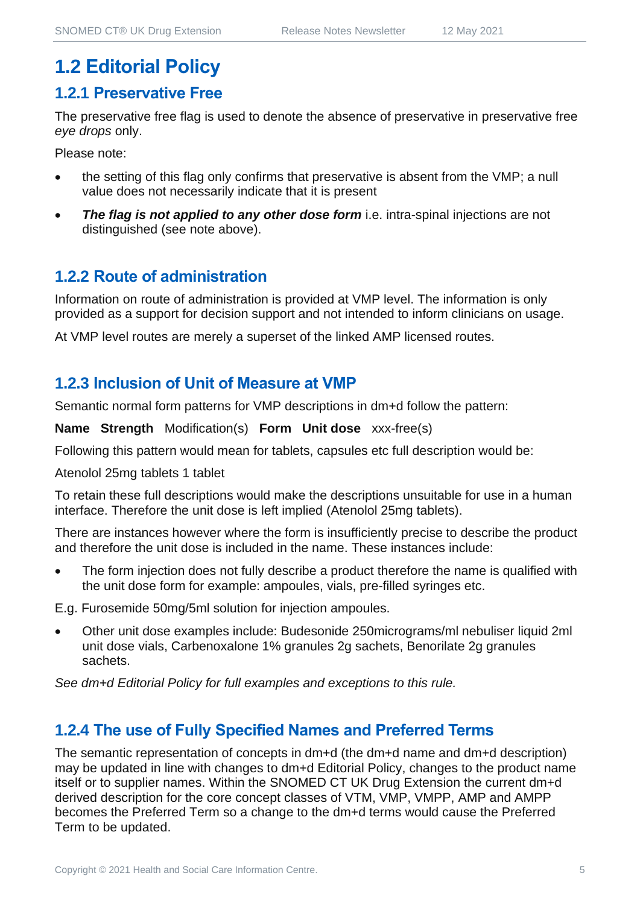# 1.2 Editorial Policy

## 1.2.1 Preservative Free

The preservative free flag is used to denote the absence of preservative in preservative free *eye drops* only.

Please note:

- the setting of this flag only confirms that preservative is absent from the VMP; a null value does not necessarily indicate that it is present
- ***The flag is not applied to any other dose form*** i.e. intra-spinal injections are not distinguished (see note above).

## 1.2.2 Route of administration

Information on route of administration is provided at VMP level. The information is only provided as a support for decision support and not intended to inform clinicians on usage.

At VMP level routes are merely a superset of the linked AMP licensed routes.

## 1.2.3 Inclusion of Unit of Measure at VMP

Semantic normal form patterns for VMP descriptions in dm+d follow the pattern:

**Name** **Strength** Modification(s) **Form** **Unit dose** xxx-free(s)

Following this pattern would mean for tablets, capsules etc full description would be:

Atenolol 25mg tablets 1 tablet

To retain these full descriptions would make the descriptions unsuitable for use in a human interface. Therefore the unit dose is left implied (Atenolol 25mg tablets).

There are instances however where the form is insufficiently precise to describe the product and therefore the unit dose is included in the name. These instances include:

- The form injection does not fully describe a product therefore the name is qualified with the unit dose form for example: ampoules, vials, pre-filled syringes etc.

E.g. Furosemide 50mg/5ml solution for injection ampoules.

- Other unit dose examples include: Budesonide 250micrograms/ml nebuliser liquid 2ml unit dose vials, Carbenoxalone 1% granules 2g sachets, Benorilate 2g granules sachets.

*See dm+d Editorial Policy for full examples and exceptions to this rule.*

## 1.2.4 The use of Fully Specified Names and Preferred Terms

The semantic representation of concepts in dm+d (the dm+d name and dm+d description) may be updated in line with changes to dm+d Editorial Policy, changes to the product name itself or to supplier names. Within the SNOMED CT UK Drug Extension the current dm+d derived description for the core concept classes of VTM, VMP, VMPP, AMP and AMPP becomes the Preferred Term so a change to the dm+d terms would cause the Preferred Term to be updated.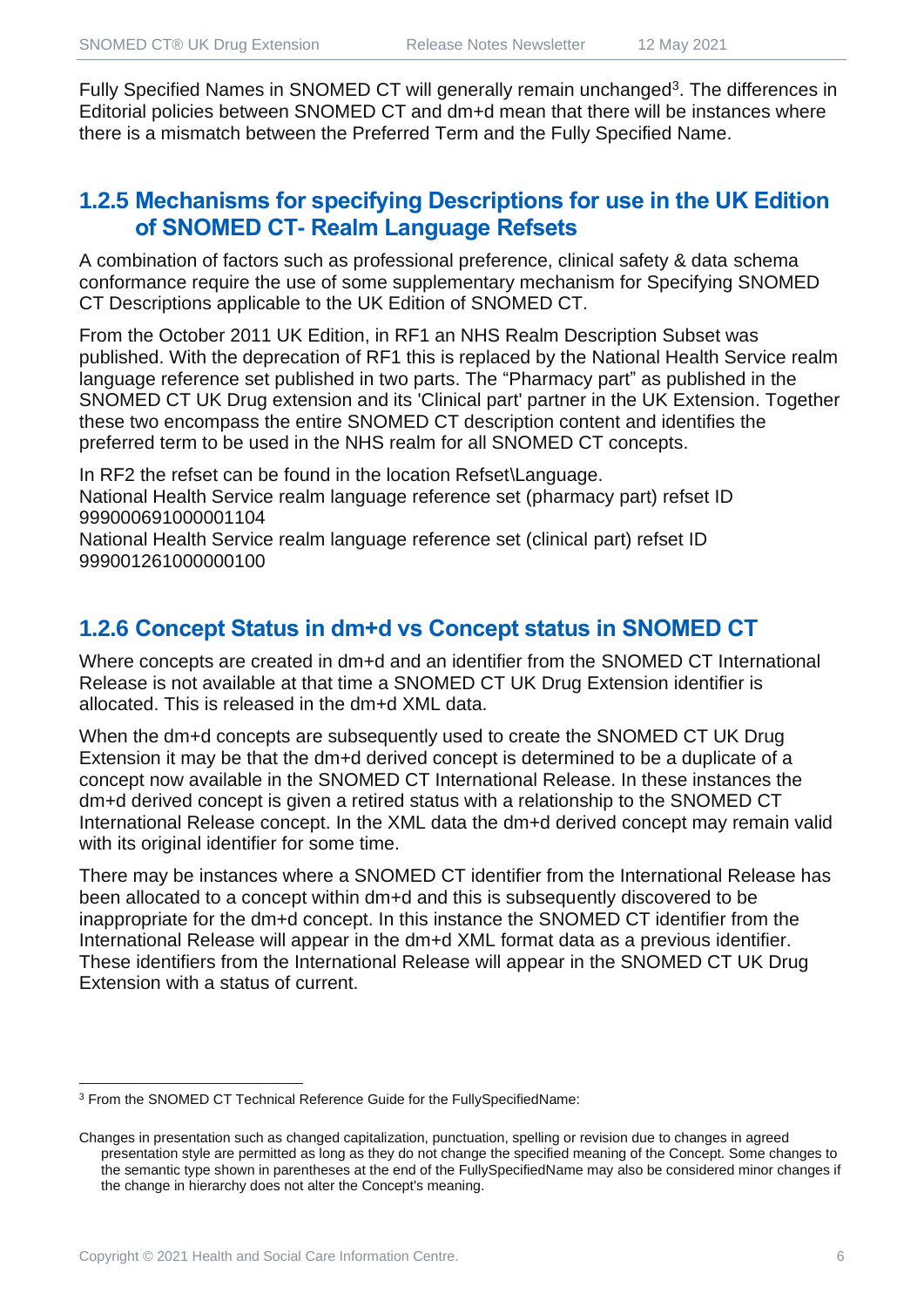Fully Specified Names in SNOMED CT will generally remain unchanged[3]. The differences in Editorial policies between SNOMED CT and dm+d mean that there will be instances where there is a mismatch between the Preferred Term and the Fully Specified Name.

### 1.2.5 Mechanisms for specifying Descriptions for use in the UK Edition of SNOMED CT- Realm Language Refsets

A combination of factors such as professional preference, clinical safety & data schema conformance require the use of some supplementary mechanism for Specifying SNOMED CT Descriptions applicable to the UK Edition of SNOMED CT.

From the October 2011 UK Edition, in RF1 an NHS Realm Description Subset was published. With the deprecation of RF1 this is replaced by the National Health Service realm language reference set published in two parts. The "Pharmacy part" as published in the SNOMED CT UK Drug extension and its 'Clinical part' partner in the UK Extension. Together these two encompass the entire SNOMED CT description content and identifies the preferred term to be used in the NHS realm for all SNOMED CT concepts.

In RF2 the refset can be found in the location Refset\Language.
National Health Service realm language reference set (pharmacy part) refset ID 999000691000001104
National Health Service realm language reference set (clinical part) refset ID 999001261000000100

### 1.2.6 Concept Status in dm+d vs Concept status in SNOMED CT

Where concepts are created in dm+d and an identifier from the SNOMED CT International Release is not available at that time a SNOMED CT UK Drug Extension identifier is allocated. This is released in the dm+d XML data.

When the dm+d concepts are subsequently used to create the SNOMED CT UK Drug Extension it may be that the dm+d derived concept is determined to be a duplicate of a concept now available in the SNOMED CT International Release. In these instances the dm+d derived concept is given a retired status with a relationship to the SNOMED CT International Release concept. In the XML data the dm+d derived concept may remain valid with its original identifier for some time.

There may be instances where a SNOMED CT identifier from the International Release has been allocated to a concept within dm+d and this is subsequently discovered to be inappropriate for the dm+d concept. In this instance the SNOMED CT identifier from the International Release will appear in the dm+d XML format data as a previous identifier. These identifiers from the International Release will appear in the SNOMED CT UK Drug Extension with a status of current.

---

[3] From the SNOMED CT Technical Reference Guide for the FullySpecifiedName:

Changes in presentation such as changed capitalization, punctuation, spelling or revision due to changes in agreed presentation style are permitted as long as they do not change the specified meaning of the Concept. Some changes to the semantic type shown in parentheses at the end of the FullySpecifiedName may also be considered minor changes if the change in hierarchy does not alter the Concept's meaning.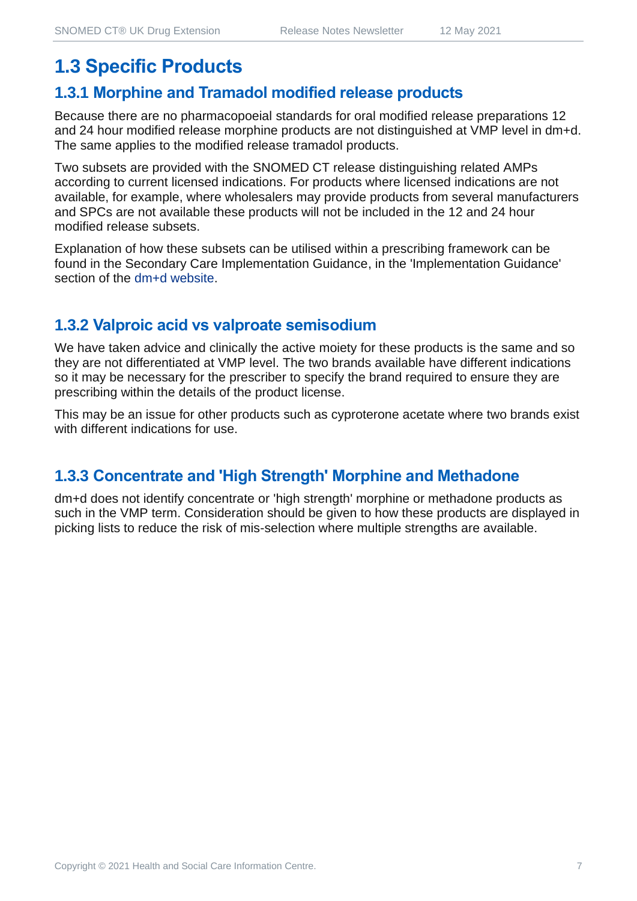## 1.3 Specific Products

### 1.3.1 Morphine and Tramadol modified release products

Because there are no pharmacopoeial standards for oral modified release preparations 12 and 24 hour modified release morphine products are not distinguished at VMP level in dm+d. The same applies to the modified release tramadol products.

Two subsets are provided with the SNOMED CT release distinguishing related AMPs according to current licensed indications. For products where licensed indications are not available, for example, where wholesalers may provide products from several manufacturers and SPCs are not available these products will not be included in the 12 and 24 hour modified release subsets.

Explanation of how these subsets can be utilised within a prescribing framework can be found in the Secondary Care Implementation Guidance, in the 'Implementation Guidance' section of the dm+d website.

### 1.3.2 Valproic acid vs valproate semisodium

We have taken advice and clinically the active moiety for these products is the same and so they are not differentiated at VMP level. The two brands available have different indications so it may be necessary for the prescriber to specify the brand required to ensure they are prescribing within the details of the product license.

This may be an issue for other products such as cyproterone acetate where two brands exist with different indications for use.

### 1.3.3 Concentrate and 'High Strength' Morphine and Methadone

dm+d does not identify concentrate or 'high strength' morphine or methadone products as such in the VMP term. Consideration should be given to how these products are displayed in picking lists to reduce the risk of mis-selection where multiple strengths are available.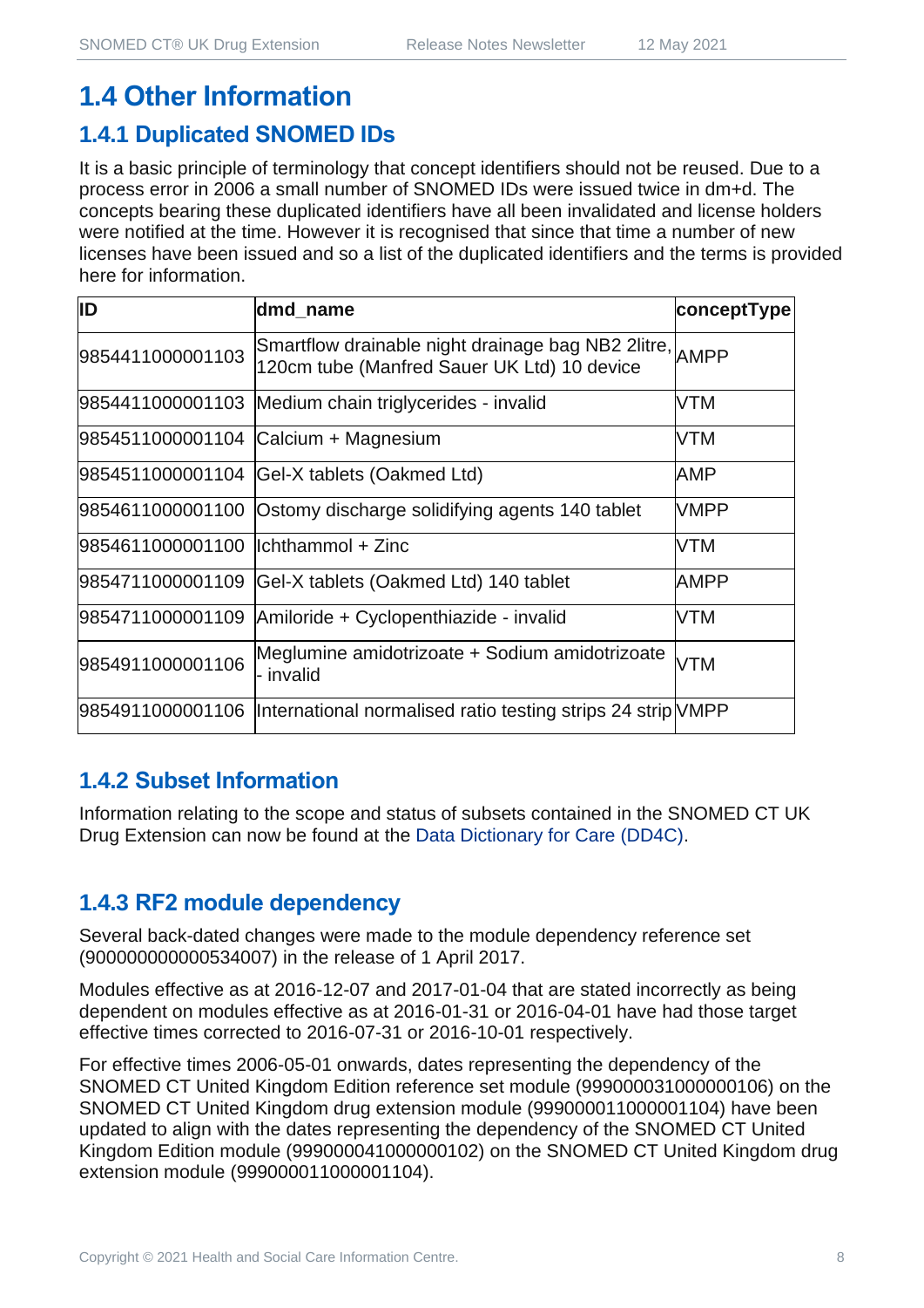# 1.4 Other Information

## 1.4.1 Duplicated SNOMED IDs

It is a basic principle of terminology that concept identifiers should not be reused. Due to a process error in 2006 a small number of SNOMED IDs were issued twice in dm+d. The concepts bearing these duplicated identifiers have all been invalidated and license holders were notified at the time. However it is recognised that since that time a number of new licenses have been issued and so a list of the duplicated identifiers and the terms is provided here for information.

| ID | dmd_name | conceptType |
|---|---|---|
| 9854411000001103 | Smartflow drainable night drainage bag NB2 2litre, 120cm tube (Manfred Sauer UK Ltd) 10 device | AMPP |
| 9854411000001103 | Medium chain triglycerides - invalid | VTM |
| 9854511000001104 | Calcium + Magnesium | VTM |
| 9854511000001104 | Gel-X tablets (Oakmed Ltd) | AMP |
| 9854611000001100 | Ostomy discharge solidifying agents 140 tablet | VMPP |
| 9854611000001100 | Ichthammol + Zinc | VTM |
| 9854711000001109 | Gel-X tablets (Oakmed Ltd) 140 tablet | AMPP |
| 9854711000001109 | Amiloride + Cyclopenthiazide - invalid | VTM |
| 9854911000001106 | Meglumine amidotrizoate + Sodium amidotrizoate - invalid | VTM |
| 9854911000001106 | International normalised ratio testing strips 24 strip | VMPP |

## 1.4.2 Subset Information

Information relating to the scope and status of subsets contained in the SNOMED CT UK Drug Extension can now be found at the Data Dictionary for Care (DD4C).

## 1.4.3 RF2 module dependency

Several back-dated changes were made to the module dependency reference set (900000000000534007) in the release of 1 April 2017.

Modules effective as at 2016-12-07 and 2017-01-04 that are stated incorrectly as being dependent on modules effective as at 2016-01-31 or 2016-04-01 have had those target effective times corrected to 2016-07-31 or 2016-10-01 respectively.

For effective times 2006-05-01 onwards, dates representing the dependency of the SNOMED CT United Kingdom Edition reference set module (999000031000000106) on the SNOMED CT United Kingdom drug extension module (999000011000001104) have been updated to align with the dates representing the dependency of the SNOMED CT United Kingdom Edition module (999000041000000102) on the SNOMED CT United Kingdom drug extension module (999000011000001104).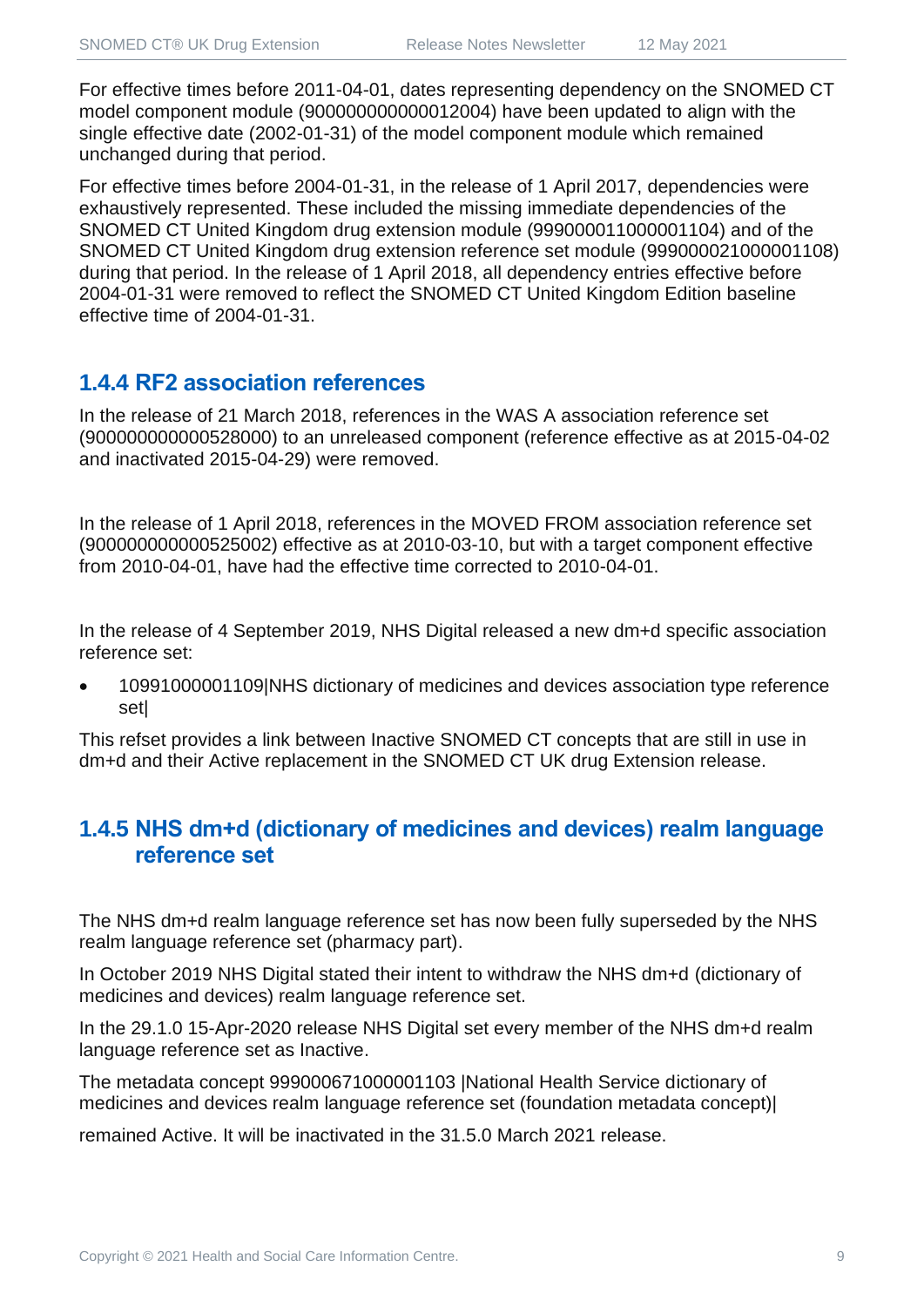For effective times before 2011-04-01, dates representing dependency on the SNOMED CT model component module (900000000000012004) have been updated to align with the single effective date (2002-01-31) of the model component module which remained unchanged during that period.

For effective times before 2004-01-31, in the release of 1 April 2017, dependencies were exhaustively represented. These included the missing immediate dependencies of the SNOMED CT United Kingdom drug extension module (999000011000001104) and of the SNOMED CT United Kingdom drug extension reference set module (999000021000001108) during that period. In the release of 1 April 2018, all dependency entries effective before 2004-01-31 were removed to reflect the SNOMED CT United Kingdom Edition baseline effective time of 2004-01-31.

### 1.4.4 RF2 association references

In the release of 21 March 2018, references in the WAS A association reference set (900000000000528000) to an unreleased component (reference effective as at 2015-04-02 and inactivated 2015-04-29) were removed.

In the release of 1 April 2018, references in the MOVED FROM association reference set (900000000000525002) effective as at 2010-03-10, but with a target component effective from 2010-04-01, have had the effective time corrected to 2010-04-01.

In the release of 4 September 2019, NHS Digital released a new dm+d specific association reference set:

- 10991000001109|NHS dictionary of medicines and devices association type reference set|

This refset provides a link between Inactive SNOMED CT concepts that are still in use in dm+d and their Active replacement in the SNOMED CT UK drug Extension release.

### 1.4.5 NHS dm+d (dictionary of medicines and devices) realm language reference set

The NHS dm+d realm language reference set has now been fully superseded by the NHS realm language reference set (pharmacy part).

In October 2019 NHS Digital stated their intent to withdraw the NHS dm+d (dictionary of medicines and devices) realm language reference set.

In the 29.1.0 15-Apr-2020 release NHS Digital set every member of the NHS dm+d realm language reference set as Inactive.

The metadata concept 999000671000001103 |National Health Service dictionary of medicines and devices realm language reference set (foundation metadata concept)|

remained Active. It will be inactivated in the 31.5.0 March 2021 release.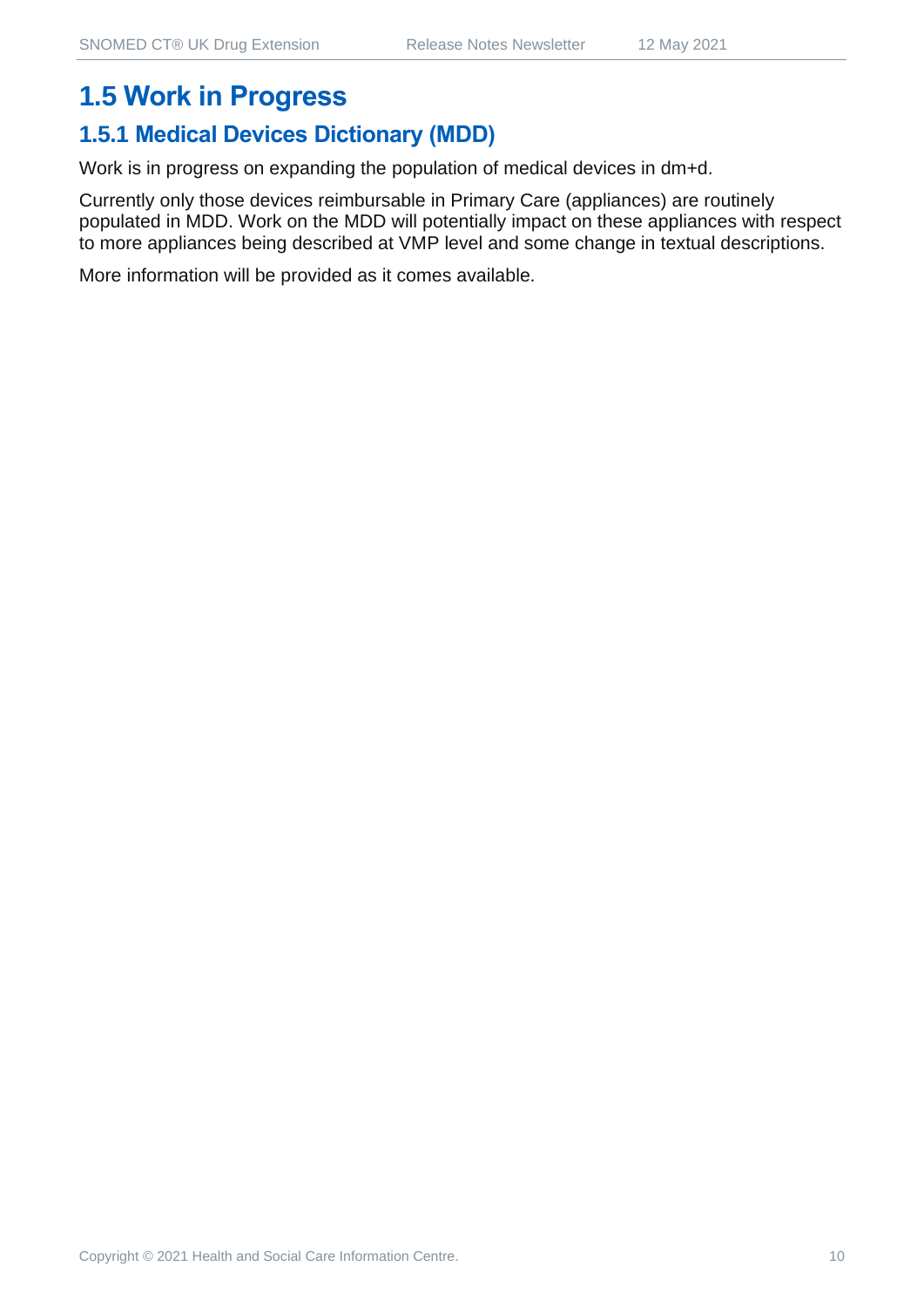## 1.5 Work in Progress

### 1.5.1 Medical Devices Dictionary (MDD)

Work is in progress on expanding the population of medical devices in dm+d.

Currently only those devices reimbursable in Primary Care (appliances) are routinely populated in MDD. Work on the MDD will potentially impact on these appliances with respect to more appliances being described at VMP level and some change in textual descriptions.

More information will be provided as it comes available.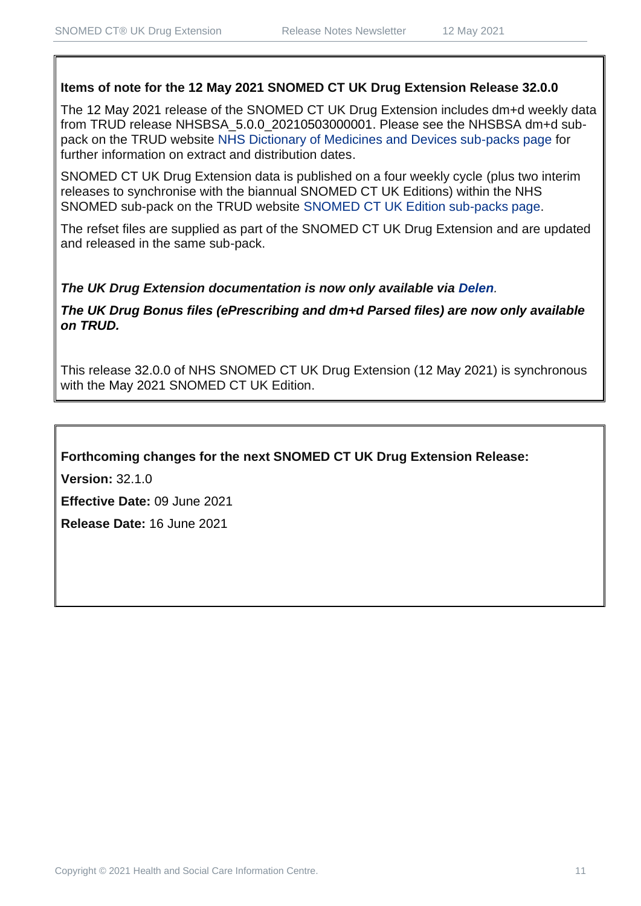**Items of note for the 12 May 2021 SNOMED CT UK Drug Extension Release 32.0.0**

The 12 May 2021 release of the SNOMED CT UK Drug Extension includes dm+d weekly data from TRUD release NHSBSA_5.0.0_20210503000001. Please see the NHSBSA dm+d sub-pack on the TRUD website NHS Dictionary of Medicines and Devices sub-packs page for further information on extract and distribution dates.

SNOMED CT UK Drug Extension data is published on a four weekly cycle (plus two interim releases to synchronise with the biannual SNOMED CT UK Editions) within the NHS SNOMED sub-pack on the TRUD website SNOMED CT UK Edition sub-packs page.

The refset files are supplied as part of the SNOMED CT UK Drug Extension and are updated and released in the same sub-pack.

***The UK Drug Extension documentation is now only available via Delen.***

***The UK Drug Bonus files (ePrescribing and dm+d Parsed files) are now only available on TRUD.***

This release 32.0.0 of NHS SNOMED CT UK Drug Extension (12 May 2021) is synchronous with the May 2021 SNOMED CT UK Edition.

**Forthcoming changes for the next SNOMED CT UK Drug Extension Release:**

**Version:** 32.1.0

**Effective Date:** 09 June 2021

**Release Date:** 16 June 2021